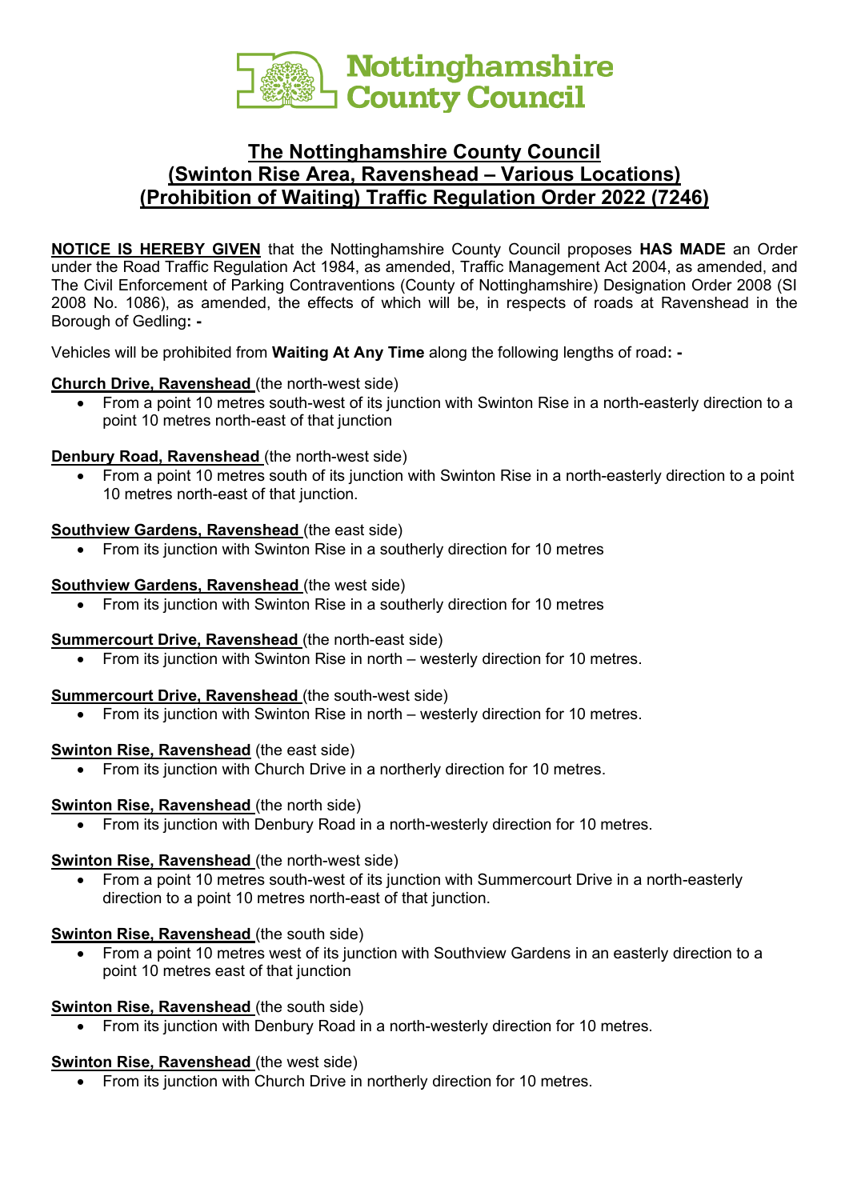# The Nottinghamshire County Council (Swinton Rise Area, Ravenshead – Various Locations) (Prohibition of Waiting) Traffic Regulation Order 2022 (7246)

**NOTICE IS HEREBY GIVEN** that the Nottinghamshire County Council proposes **HAS MADE** an Order under the Road Traffic Regulation Act 1984, as amended, Traffic Management Act 2004, as amended, and The Civil Enforcement of Parking Contraventions (County of Nottinghamshire) Designation Order 2008 (SI 2008 No. 1086), as amended, the effects of which will be, in respects of roads at Ravenshead in the Borough of Gedling**: -**

Vehicles will be prohibited from **Waiting At Any Time** along the following lengths of road**: -**

**Church Drive, Ravenshead** (the north-west side)

- From a point 10 metres south-west of its junction with Swinton Rise in a north-easterly direction to a point 10 metres north-east of that junction

**Denbury Road, Ravenshead** (the north-west side)

- From a point 10 metres south of its junction with Swinton Rise in a north-easterly direction to a point 10 metres north-east of that junction.

**Southview Gardens, Ravenshead** (the east side)

- From its junction with Swinton Rise in a southerly direction for 10 metres

**Southview Gardens, Ravenshead** (the west side)

- From its junction with Swinton Rise in a southerly direction for 10 metres

**Summercourt Drive, Ravenshead** (the north-east side)

- From its junction with Swinton Rise in north – westerly direction for 10 metres.

**Summercourt Drive, Ravenshead** (the south-west side)

- From its junction with Swinton Rise in north – westerly direction for 10 metres.

**Swinton Rise, Ravenshead** (the east side)

- From its junction with Church Drive in a northerly direction for 10 metres.

**Swinton Rise, Ravenshead** (the north side)

- From its junction with Denbury Road in a north-westerly direction for 10 metres.

**Swinton Rise, Ravenshead** (the north-west side)

- From a point 10 metres south-west of its junction with Summercourt Drive in a north-easterly direction to a point 10 metres north-east of that junction.

**Swinton Rise, Ravenshead** (the south side)

- From a point 10 metres west of its junction with Southview Gardens in an easterly direction to a point 10 metres east of that junction

**Swinton Rise, Ravenshead** (the south side)

- From its junction with Denbury Road in a north-westerly direction for 10 metres.

**Swinton Rise, Ravenshead** (the west side)

- From its junction with Church Drive in northerly direction for 10 metres.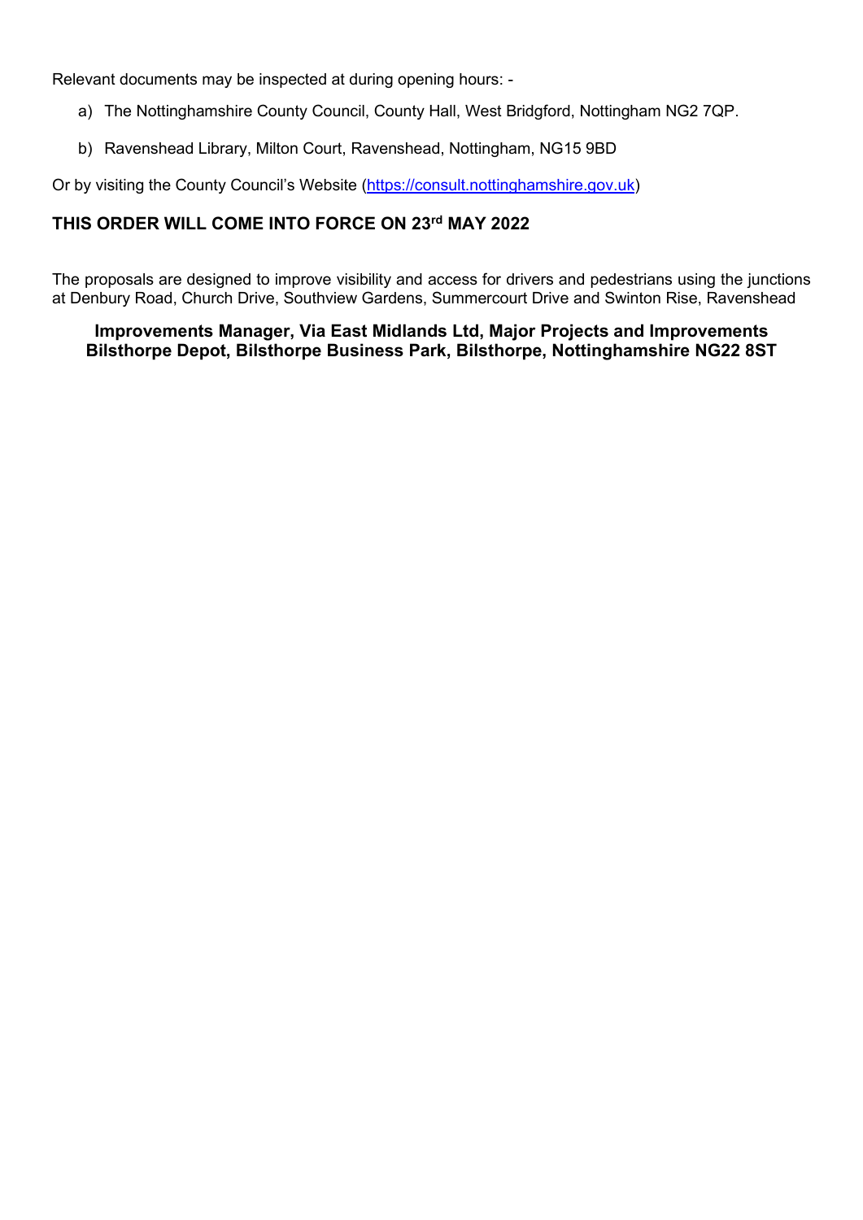Relevant documents may be inspected at during opening hours: -

a) The Nottinghamshire County Council, County Hall, West Bridgford, Nottingham NG2 7QP.

b) Ravenshead Library, Milton Court, Ravenshead, Nottingham, NG15 9BD

Or by visiting the County Council's Website (https://consult.nottinghamshire.gov.uk)

**THIS ORDER WILL COME INTO FORCE ON 23rd MAY 2022**

The proposals are designed to improve visibility and access for drivers and pedestrians using the junctions at Denbury Road, Church Drive, Southview Gardens, Summercourt Drive and Swinton Rise, Ravenshead

**Improvements Manager, Via East Midlands Ltd, Major Projects and Improvements**
**Bilsthorpe Depot, Bilsthorpe Business Park, Bilsthorpe, Nottinghamshire NG22 8ST**